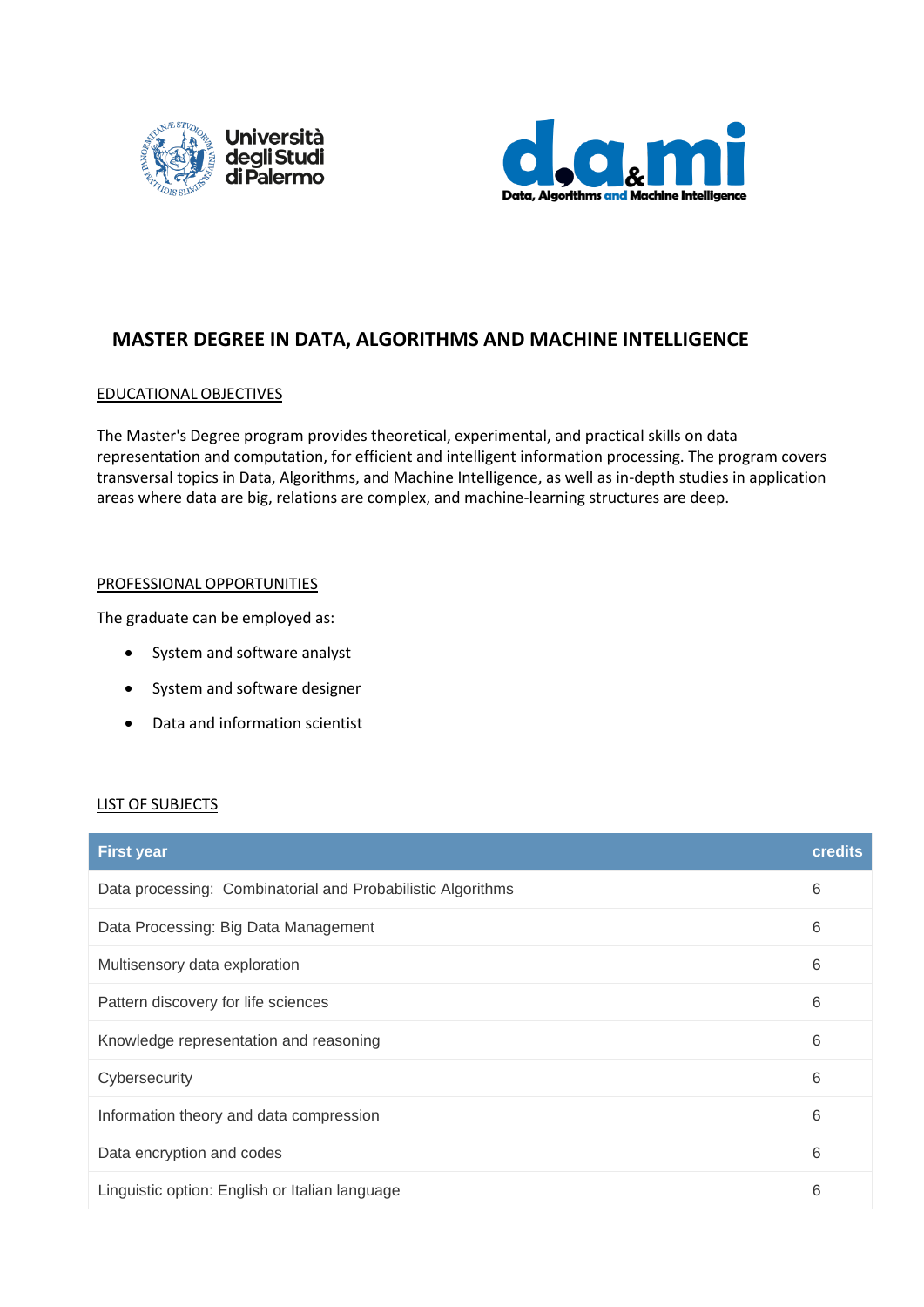Università degli Studi di Palermo

d.a&mi — Data, Algorithms and Machine Intelligence

# MASTER DEGREE IN DATA, ALGORITHMS AND MACHINE INTELLIGENCE

## EDUCATIONAL OBJECTIVES

The Master's Degree program provides theoretical, experimental, and practical skills on data representation and computation, for efficient and intelligent information processing. The program covers transversal topics in Data, Algorithms, and Machine Intelligence, as well as in-depth studies in application areas where data are big, relations are complex, and machine-learning structures are deep.

## PROFESSIONAL OPPORTUNITIES

The graduate can be employed as:

- System and software analyst
- System and software designer
- Data and information scientist

## LIST OF SUBJECTS

| First year | credits |
|---|---|
| Data processing:  Combinatorial and Probabilistic Algorithms | 6 |
| Data Processing: Big Data Management | 6 |
| Multisensory data exploration | 6 |
| Pattern discovery for life sciences | 6 |
| Knowledge representation and reasoning | 6 |
| Cybersecurity | 6 |
| Information theory and data compression | 6 |
| Data encryption and codes | 6 |
| Linguistic option: English or Italian language | 6 |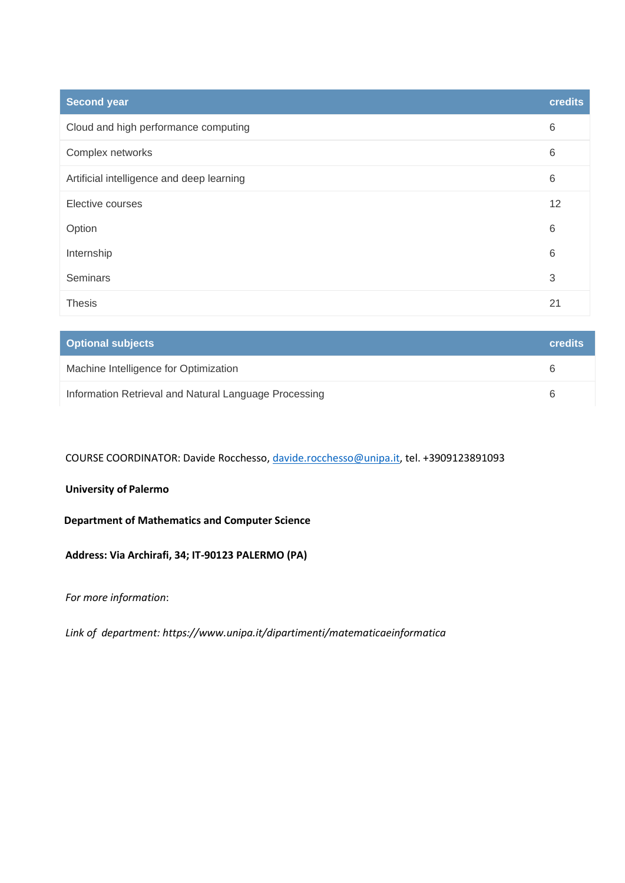| Second year | credits |
|---|---|
| Cloud and high performance computing | 6 |
| Complex networks | 6 |
| Artificial intelligence and deep learning | 6 |
| Elective courses | 12 |
| Option | 6 |
| Internship | 6 |
| Seminars | 3 |
| Thesis | 21 |

| Optional subjects | credits |
|---|---|
| Machine Intelligence for Optimization | 6 |
| Information Retrieval and Natural Language Processing | 6 |

COURSE COORDINATOR: Davide Rocchesso, davide.rocchesso@unipa.it, tel. +3909123891093

**University of Palermo**

**Department of Mathematics and Computer Science**

**Address: Via Archirafi, 34; IT-90123 PALERMO (PA)**

*For more information*:

*Link of department: https://www.unipa.it/dipartimenti/matematicaeinformatica*